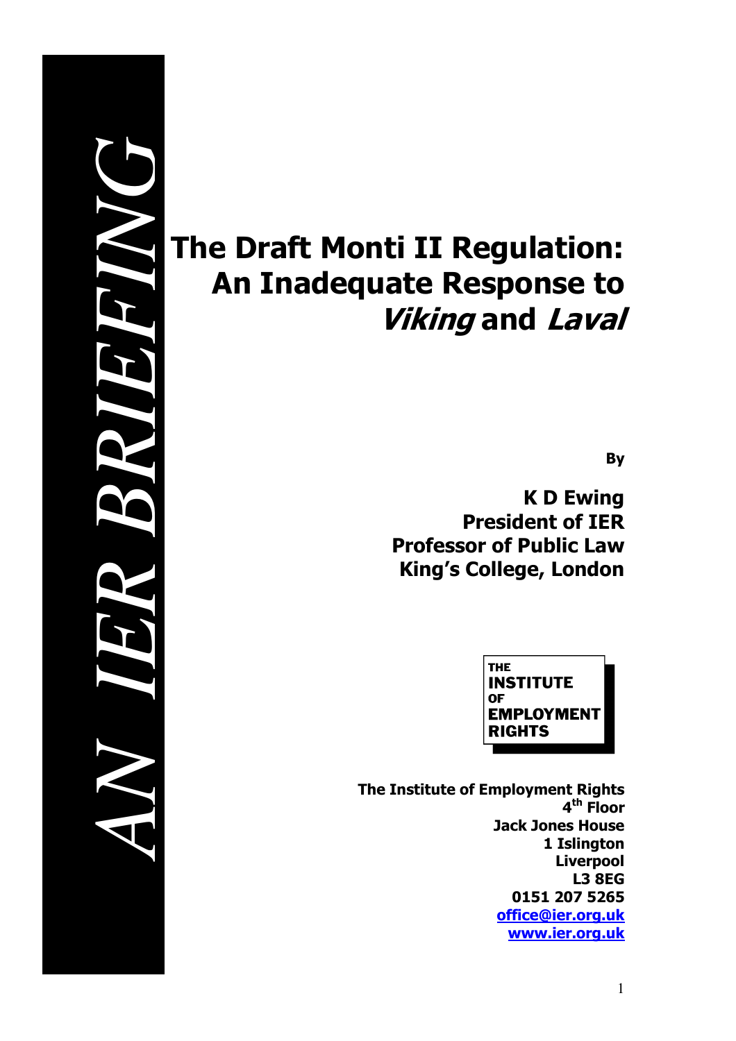AN IER BRIEFING

# The Draft Monti II Regulation: An Inadequate Response to *Viking* and *Laval*

**By**

**K D Ewing**
**President of IER**
**Professor of Public Law**
**King's College, London**

**THE INSTITUTE OF EMPLOYMENT RIGHTS**

**The Institute of Employment Rights**
**4th Floor**
**Jack Jones House**
**1 Islington**
**Liverpool**
**L3 8EG**
**0151 207 5265**
**office@ier.org.uk**
**www.ier.org.uk**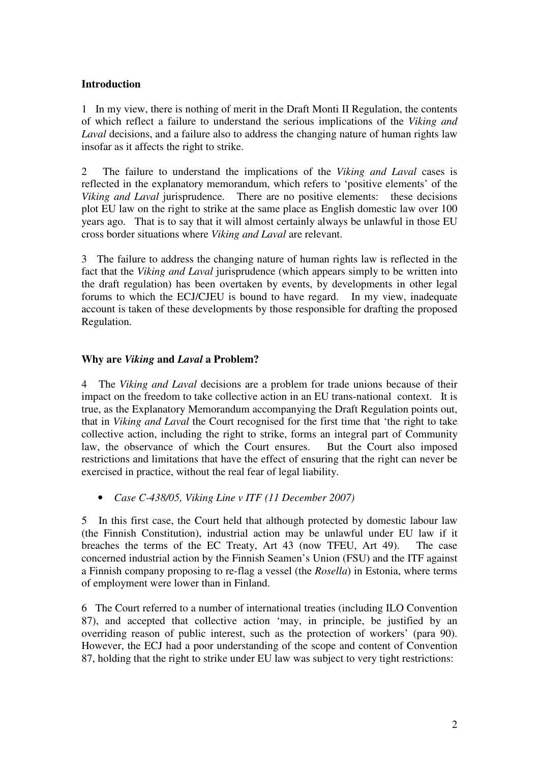## Introduction

1 In my view, there is nothing of merit in the Draft Monti II Regulation, the contents of which reflect a failure to understand the serious implications of the *Viking and Laval* decisions, and a failure also to address the changing nature of human rights law insofar as it affects the right to strike.

2 The failure to understand the implications of the *Viking and Laval* cases is reflected in the explanatory memorandum, which refers to 'positive elements' of the *Viking and Laval* jurisprudence. There are no positive elements: these decisions plot EU law on the right to strike at the same place as English domestic law over 100 years ago. That is to say that it will almost certainly always be unlawful in those EU cross border situations where *Viking and Laval* are relevant.

3 The failure to address the changing nature of human rights law is reflected in the fact that the *Viking and Laval* jurisprudence (which appears simply to be written into the draft regulation) has been overtaken by events, by developments in other legal forums to which the ECJ/CJEU is bound to have regard. In my view, inadequate account is taken of these developments by those responsible for drafting the proposed Regulation.

## Why are *Viking* and *Laval* a Problem?

4 The *Viking and Laval* decisions are a problem for trade unions because of their impact on the freedom to take collective action in an EU trans-national context. It is true, as the Explanatory Memorandum accompanying the Draft Regulation points out, that in *Viking and Laval* the Court recognised for the first time that 'the right to take collective action, including the right to strike, forms an integral part of Community law, the observance of which the Court ensures. But the Court also imposed restrictions and limitations that have the effect of ensuring that the right can never be exercised in practice, without the real fear of legal liability.

- *Case C-438/05, Viking Line v ITF (11 December 2007)*

5 In this first case, the Court held that although protected by domestic labour law (the Finnish Constitution), industrial action may be unlawful under EU law if it breaches the terms of the EC Treaty, Art 43 (now TFEU, Art 49). The case concerned industrial action by the Finnish Seamen's Union (FSU) and the ITF against a Finnish company proposing to re-flag a vessel (the *Rosella*) in Estonia, where terms of employment were lower than in Finland.

6 The Court referred to a number of international treaties (including ILO Convention 87), and accepted that collective action 'may, in principle, be justified by an overriding reason of public interest, such as the protection of workers' (para 90). However, the ECJ had a poor understanding of the scope and content of Convention 87, holding that the right to strike under EU law was subject to very tight restrictions: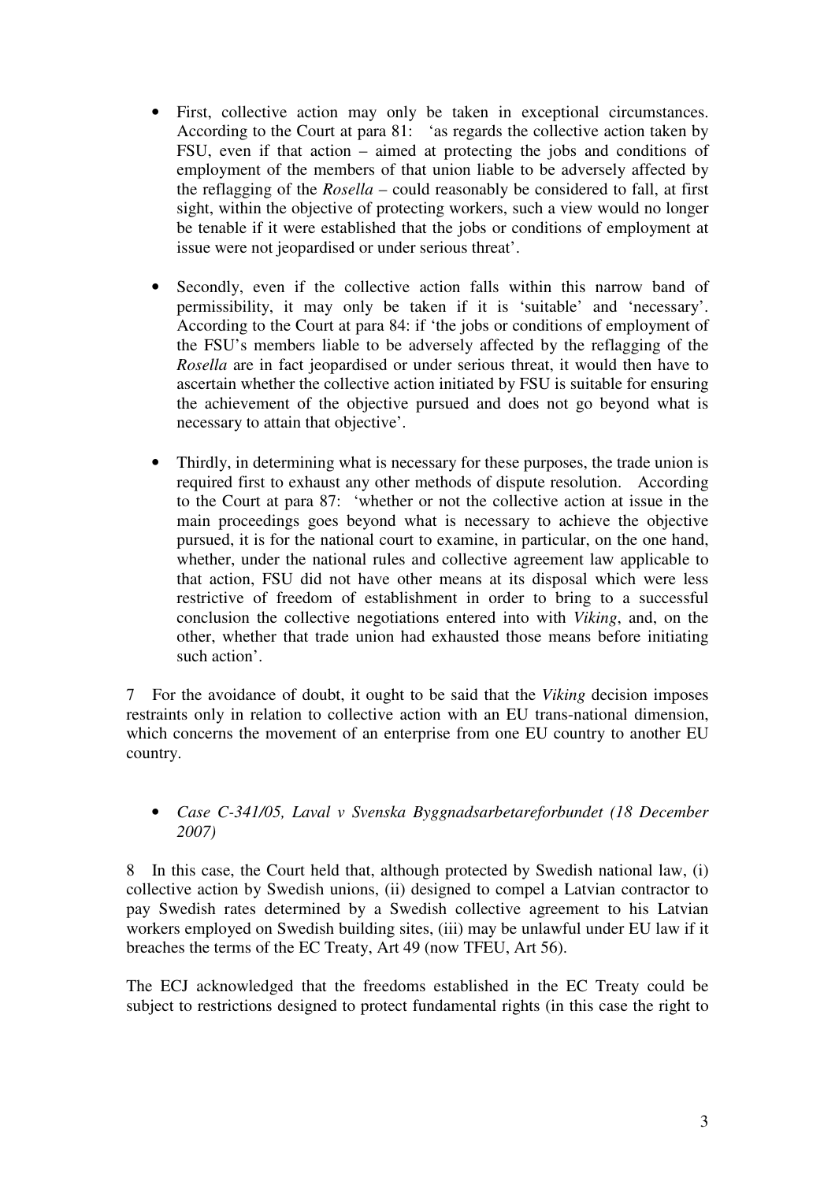- First, collective action may only be taken in exceptional circumstances. According to the Court at para 81: 'as regards the collective action taken by FSU, even if that action – aimed at protecting the jobs and conditions of employment of the members of that union liable to be adversely affected by the reflagging of the *Rosella* – could reasonably be considered to fall, at first sight, within the objective of protecting workers, such a view would no longer be tenable if it were established that the jobs or conditions of employment at issue were not jeopardised or under serious threat'.

- Secondly, even if the collective action falls within this narrow band of permissibility, it may only be taken if it is 'suitable' and 'necessary'. According to the Court at para 84: if 'the jobs or conditions of employment of the FSU's members liable to be adversely affected by the reflagging of the *Rosella* are in fact jeopardised or under serious threat, it would then have to ascertain whether the collective action initiated by FSU is suitable for ensuring the achievement of the objective pursued and does not go beyond what is necessary to attain that objective'.

- Thirdly, in determining what is necessary for these purposes, the trade union is required first to exhaust any other methods of dispute resolution. According to the Court at para 87: 'whether or not the collective action at issue in the main proceedings goes beyond what is necessary to achieve the objective pursued, it is for the national court to examine, in particular, on the one hand, whether, under the national rules and collective agreement law applicable to that action, FSU did not have other means at its disposal which were less restrictive of freedom of establishment in order to bring to a successful conclusion the collective negotiations entered into with *Viking*, and, on the other, whether that trade union had exhausted those means before initiating such action'.

7 For the avoidance of doubt, it ought to be said that the *Viking* decision imposes restraints only in relation to collective action with an EU trans-national dimension, which concerns the movement of an enterprise from one EU country to another EU country.

- *Case C-341/05, Laval v Svenska Byggnadsarbetareforbundet (18 December 2007)*

8 In this case, the Court held that, although protected by Swedish national law, (i) collective action by Swedish unions, (ii) designed to compel a Latvian contractor to pay Swedish rates determined by a Swedish collective agreement to his Latvian workers employed on Swedish building sites, (iii) may be unlawful under EU law if it breaches the terms of the EC Treaty, Art 49 (now TFEU, Art 56).

The ECJ acknowledged that the freedoms established in the EC Treaty could be subject to restrictions designed to protect fundamental rights (in this case the right to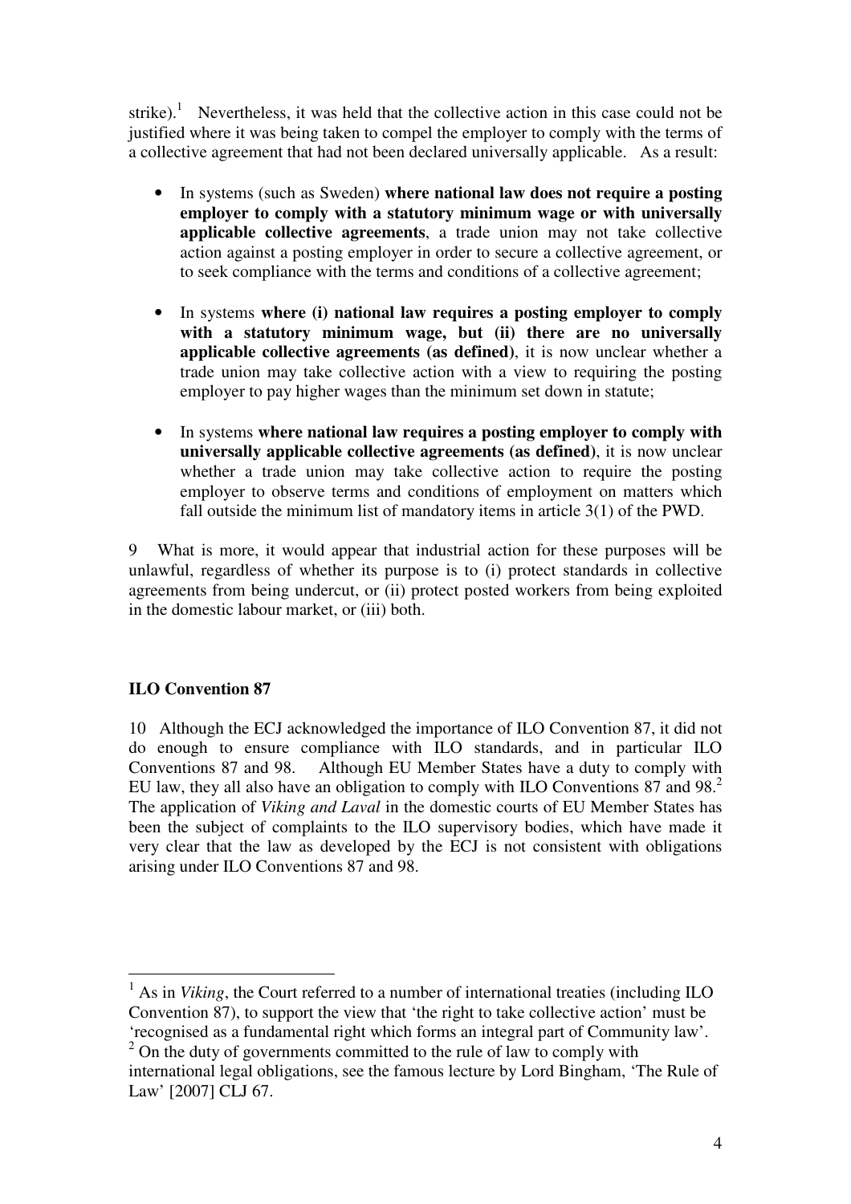strike).[1] Nevertheless, it was held that the collective action in this case could not be justified where it was being taken to compel the employer to comply with the terms of a collective agreement that had not been declared universally applicable. As a result:

- In systems (such as Sweden) **where national law does not require a posting employer to comply with a statutory minimum wage or with universally applicable collective agreements**, a trade union may not take collective action against a posting employer in order to secure a collective agreement, or to seek compliance with the terms and conditions of a collective agreement;

- In systems **where (i) national law requires a posting employer to comply with a statutory minimum wage, but (ii) there are no universally applicable collective agreements (as defined)**, it is now unclear whether a trade union may take collective action with a view to requiring the posting employer to pay higher wages than the minimum set down in statute;

- In systems **where national law requires a posting employer to comply with universally applicable collective agreements (as defined)**, it is now unclear whether a trade union may take collective action to require the posting employer to observe terms and conditions of employment on matters which fall outside the minimum list of mandatory items in article 3(1) of the PWD.

9 What is more, it would appear that industrial action for these purposes will be unlawful, regardless of whether its purpose is to (i) protect standards in collective agreements from being undercut, or (ii) protect posted workers from being exploited in the domestic labour market, or (iii) both.

**ILO Convention 87**

10 Although the ECJ acknowledged the importance of ILO Convention 87, it did not do enough to ensure compliance with ILO standards, and in particular ILO Conventions 87 and 98. Although EU Member States have a duty to comply with EU law, they all also have an obligation to comply with ILO Conventions 87 and 98.[2] The application of *Viking and Laval* in the domestic courts of EU Member States has been the subject of complaints to the ILO supervisory bodies, which have made it very clear that the law as developed by the ECJ is not consistent with obligations arising under ILO Conventions 87 and 98.

---

[1] As in *Viking*, the Court referred to a number of international treaties (including ILO Convention 87), to support the view that 'the right to take collective action' must be 'recognised as a fundamental right which forms an integral part of Community law'.

[2] On the duty of governments committed to the rule of law to comply with international legal obligations, see the famous lecture by Lord Bingham, 'The Rule of Law' [2007] CLJ 67.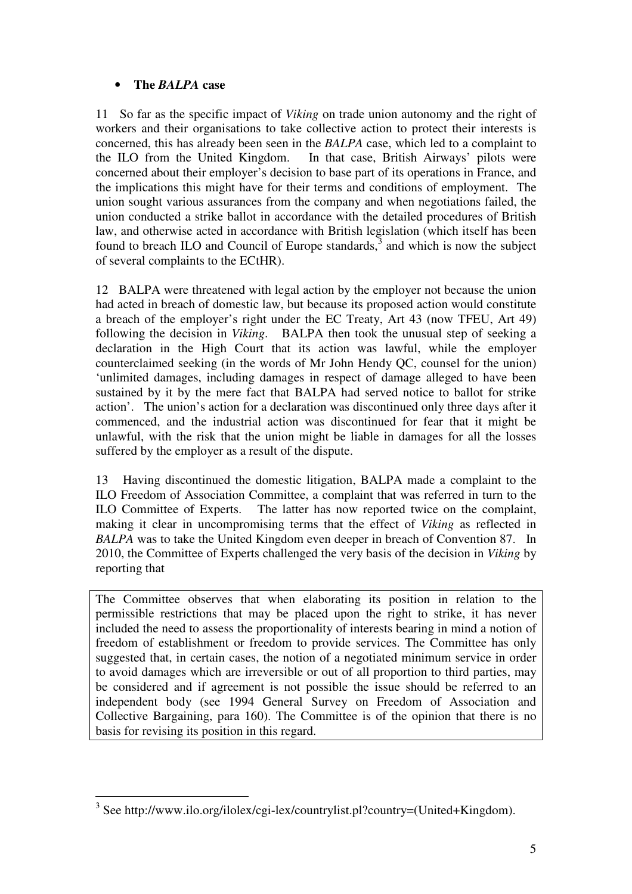- **The *BALPA* case**

11 So far as the specific impact of *Viking* on trade union autonomy and the right of workers and their organisations to take collective action to protect their interests is concerned, this has already been seen in the *BALPA* case, which led to a complaint to the ILO from the United Kingdom. In that case, British Airways' pilots were concerned about their employer's decision to base part of its operations in France, and the implications this might have for their terms and conditions of employment. The union sought various assurances from the company and when negotiations failed, the union conducted a strike ballot in accordance with the detailed procedures of British law, and otherwise acted in accordance with British legislation (which itself has been found to breach ILO and Council of Europe standards,[3] and which is now the subject of several complaints to the ECtHR).

12 BALPA were threatened with legal action by the employer not because the union had acted in breach of domestic law, but because its proposed action would constitute a breach of the employer's right under the EC Treaty, Art 43 (now TFEU, Art 49) following the decision in *Viking*. BALPA then took the unusual step of seeking a declaration in the High Court that its action was lawful, while the employer counterclaimed seeking (in the words of Mr John Hendy QC, counsel for the union) 'unlimited damages, including damages in respect of damage alleged to have been sustained by it by the mere fact that BALPA had served notice to ballot for strike action'. The union's action for a declaration was discontinued only three days after it commenced, and the industrial action was discontinued for fear that it might be unlawful, with the risk that the union might be liable in damages for all the losses suffered by the employer as a result of the dispute.

13 Having discontinued the domestic litigation, BALPA made a complaint to the ILO Freedom of Association Committee, a complaint that was referred in turn to the ILO Committee of Experts. The latter has now reported twice on the complaint, making it clear in uncompromising terms that the effect of *Viking* as reflected in *BALPA* was to take the United Kingdom even deeper in breach of Convention 87. In 2010, the Committee of Experts challenged the very basis of the decision in *Viking* by reporting that

> The Committee observes that when elaborating its position in relation to the permissible restrictions that may be placed upon the right to strike, it has never included the need to assess the proportionality of interests bearing in mind a notion of freedom of establishment or freedom to provide services. The Committee has only suggested that, in certain cases, the notion of a negotiated minimum service in order to avoid damages which are irreversible or out of all proportion to third parties, may be considered and if agreement is not possible the issue should be referred to an independent body (see 1994 General Survey on Freedom of Association and Collective Bargaining, para 160). The Committee is of the opinion that there is no basis for revising its position in this regard.

---

[3] See http://www.ilo.org/ilolex/cgi-lex/countrylist.pl?country=(United+Kingdom).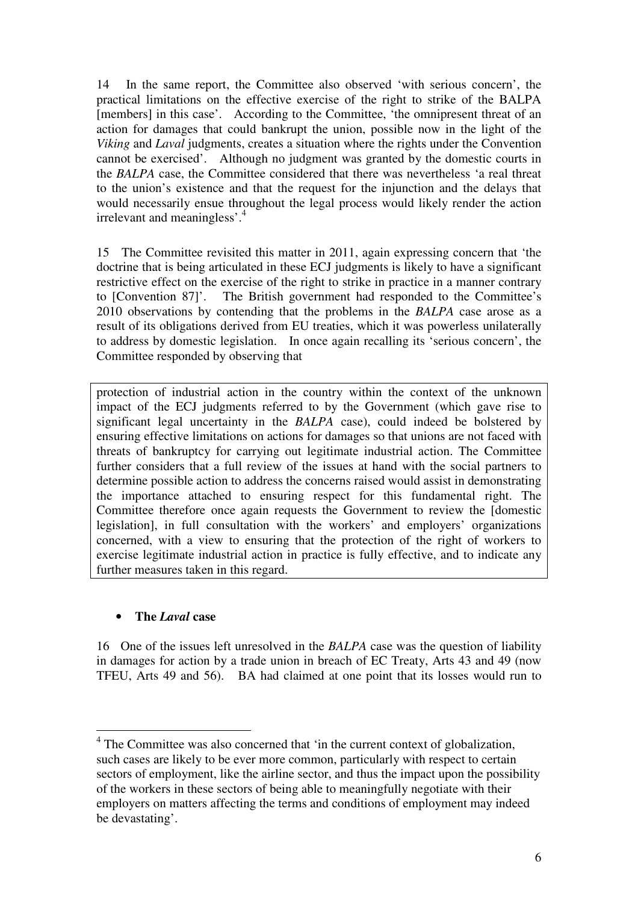14 In the same report, the Committee also observed 'with serious concern', the practical limitations on the effective exercise of the right to strike of the BALPA [members] in this case'. According to the Committee, 'the omnipresent threat of an action for damages that could bankrupt the union, possible now in the light of the *Viking* and *Laval* judgments, creates a situation where the rights under the Convention cannot be exercised'. Although no judgment was granted by the domestic courts in the *BALPA* case, the Committee considered that there was nevertheless 'a real threat to the union's existence and that the request for the injunction and the delays that would necessarily ensue throughout the legal process would likely render the action irrelevant and meaningless'.[4]

15 The Committee revisited this matter in 2011, again expressing concern that 'the doctrine that is being articulated in these ECJ judgments is likely to have a significant restrictive effect on the exercise of the right to strike in practice in a manner contrary to [Convention 87]'. The British government had responded to the Committee's 2010 observations by contending that the problems in the *BALPA* case arose as a result of its obligations derived from EU treaties, which it was powerless unilaterally to address by domestic legislation. In once again recalling its 'serious concern', the Committee responded by observing that

> protection of industrial action in the country within the context of the unknown impact of the ECJ judgments referred to by the Government (which gave rise to significant legal uncertainty in the *BALPA* case), could indeed be bolstered by ensuring effective limitations on actions for damages so that unions are not faced with threats of bankruptcy for carrying out legitimate industrial action. The Committee further considers that a full review of the issues at hand with the social partners to determine possible action to address the concerns raised would assist in demonstrating the importance attached to ensuring respect for this fundamental right. The Committee therefore once again requests the Government to review the [domestic legislation], in full consultation with the workers' and employers' organizations concerned, with a view to ensuring that the protection of the right of workers to exercise legitimate industrial action in practice is fully effective, and to indicate any further measures taken in this regard.

- **The *Laval* case**

16 One of the issues left unresolved in the *BALPA* case was the question of liability in damages for action by a trade union in breach of EC Treaty, Arts 43 and 49 (now TFEU, Arts 49 and 56). BA had claimed at one point that its losses would run to

[4] The Committee was also concerned that 'in the current context of globalization, such cases are likely to be ever more common, particularly with respect to certain sectors of employment, like the airline sector, and thus the impact upon the possibility of the workers in these sectors of being able to meaningfully negotiate with their employers on matters affecting the terms and conditions of employment may indeed be devastating'.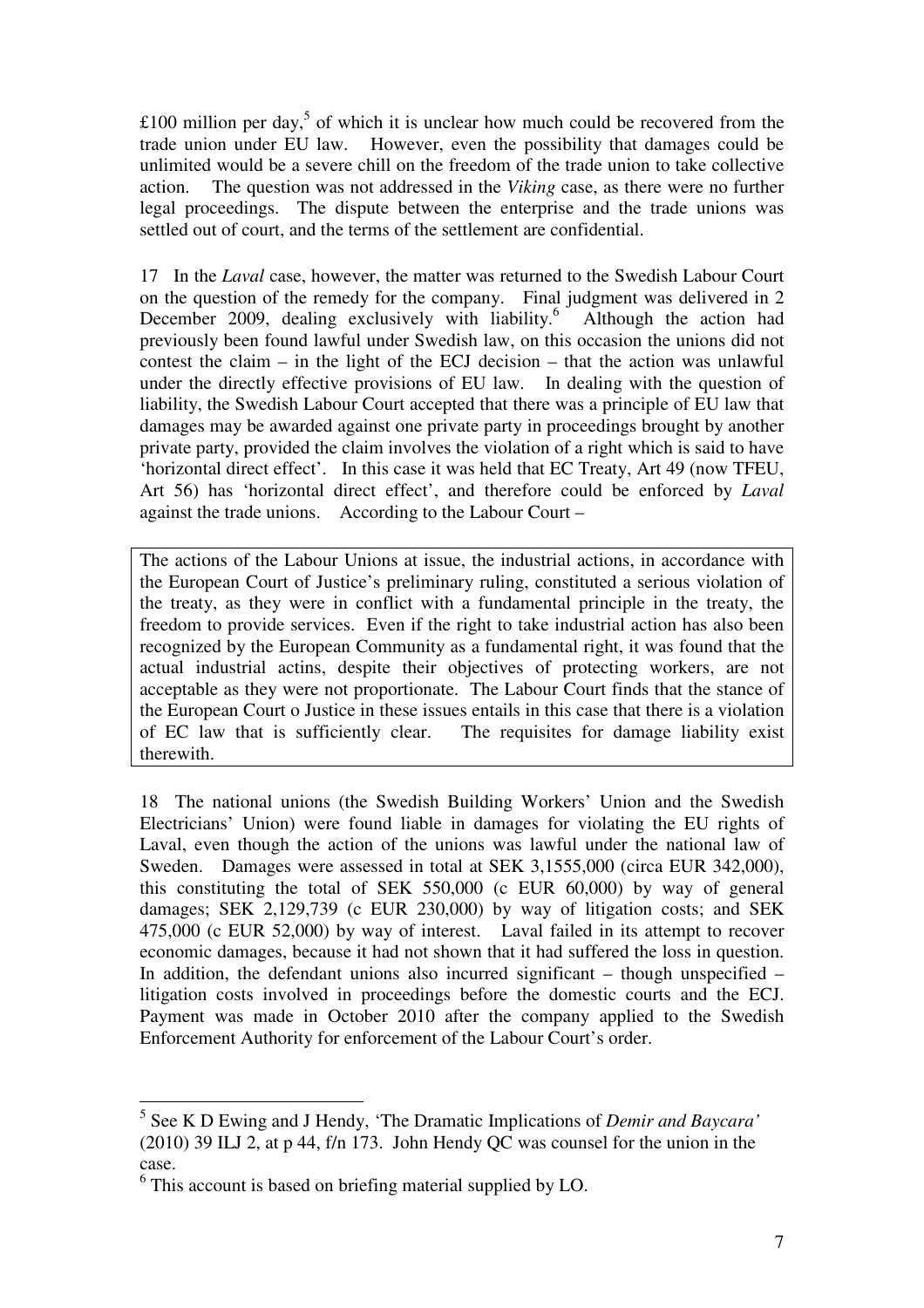£100 million per day,[5] of which it is unclear how much could be recovered from the trade union under EU law. However, even the possibility that damages could be unlimited would be a severe chill on the freedom of the trade union to take collective action. The question was not addressed in the *Viking* case, as there were no further legal proceedings. The dispute between the enterprise and the trade unions was settled out of court, and the terms of the settlement are confidential.

17 In the *Laval* case, however, the matter was returned to the Swedish Labour Court on the question of the remedy for the company. Final judgment was delivered in 2 December 2009, dealing exclusively with liability.[6] Although the action had previously been found lawful under Swedish law, on this occasion the unions did not contest the claim – in the light of the ECJ decision – that the action was unlawful under the directly effective provisions of EU law. In dealing with the question of liability, the Swedish Labour Court accepted that there was a principle of EU law that damages may be awarded against one private party in proceedings brought by another private party, provided the claim involves the violation of a right which is said to have 'horizontal direct effect'. In this case it was held that EC Treaty, Art 49 (now TFEU, Art 56) has 'horizontal direct effect', and therefore could be enforced by *Laval* against the trade unions. According to the Labour Court –

> The actions of the Labour Unions at issue, the industrial actions, in accordance with the European Court of Justice's preliminary ruling, constituted a serious violation of the treaty, as they were in conflict with a fundamental principle in the treaty, the freedom to provide services. Even if the right to take industrial action has also been recognized by the European Community as a fundamental right, it was found that the actual industrial actins, despite their objectives of protecting workers, are not acceptable as they were not proportionate. The Labour Court finds that the stance of the European Court o Justice in these issues entails in this case that there is a violation of EC law that is sufficiently clear. The requisites for damage liability exist therewith.

18 The national unions (the Swedish Building Workers' Union and the Swedish Electricians' Union) were found liable in damages for violating the EU rights of Laval, even though the action of the unions was lawful under the national law of Sweden. Damages were assessed in total at SEK 3,1555,000 (circa EUR 342,000), this constituting the total of SEK 550,000 (c EUR 60,000) by way of general damages; SEK 2,129,739 (c EUR 230,000) by way of litigation costs; and SEK 475,000 (c EUR 52,000) by way of interest. Laval failed in its attempt to recover economic damages, because it had not shown that it had suffered the loss in question. In addition, the defendant unions also incurred significant – though unspecified – litigation costs involved in proceedings before the domestic courts and the ECJ. Payment was made in October 2010 after the company applied to the Swedish Enforcement Authority for enforcement of the Labour Court's order.

---

[5] See K D Ewing and J Hendy, 'The Dramatic Implications of *Demir and Baycara'* (2010) 39 ILJ 2, at p 44, f/n 173. John Hendy QC was counsel for the union in the case.

[6] This account is based on briefing material supplied by LO.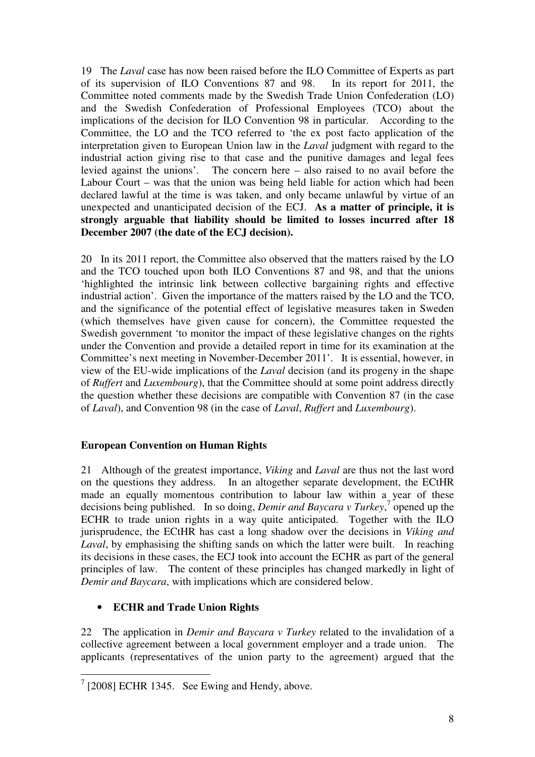19 The *Laval* case has now been raised before the ILO Committee of Experts as part of its supervision of ILO Conventions 87 and 98. In its report for 2011, the Committee noted comments made by the Swedish Trade Union Confederation (LO) and the Swedish Confederation of Professional Employees (TCO) about the implications of the decision for ILO Convention 98 in particular. According to the Committee, the LO and the TCO referred to 'the ex post facto application of the interpretation given to European Union law in the *Laval* judgment with regard to the industrial action giving rise to that case and the punitive damages and legal fees levied against the unions'. The concern here – also raised to no avail before the Labour Court – was that the union was being held liable for action which had been declared lawful at the time is was taken, and only became unlawful by virtue of an unexpected and unanticipated decision of the ECJ. **As a matter of principle, it is strongly arguable that liability should be limited to losses incurred after 18 December 2007 (the date of the ECJ decision).**

20 In its 2011 report, the Committee also observed that the matters raised by the LO and the TCO touched upon both ILO Conventions 87 and 98, and that the unions 'highlighted the intrinsic link between collective bargaining rights and effective industrial action'. Given the importance of the matters raised by the LO and the TCO, and the significance of the potential effect of legislative measures taken in Sweden (which themselves have given cause for concern), the Committee requested the Swedish government 'to monitor the impact of these legislative changes on the rights under the Convention and provide a detailed report in time for its examination at the Committee's next meeting in November-December 2011'. It is essential, however, in view of the EU-wide implications of the *Laval* decision (and its progeny in the shape of *Ruffert* and *Luxembourg*), that the Committee should at some point address directly the question whether these decisions are compatible with Convention 87 (in the case of *Laval*), and Convention 98 (in the case of *Laval*, *Ruffert* and *Luxembourg*).

## European Convention on Human Rights

21 Although of the greatest importance, *Viking* and *Laval* are thus not the last word on the questions they address. In an altogether separate development, the ECtHR made an equally momentous contribution to labour law within a year of these decisions being published. In so doing, *Demir and Baycara v Turkey*,[7] opened up the ECHR to trade union rights in a way quite anticipated. Together with the ILO jurisprudence, the ECtHR has cast a long shadow over the decisions in *Viking and Laval*, by emphasising the shifting sands on which the latter were built. In reaching its decisions in these cases, the ECJ took into account the ECHR as part of the general principles of law. The content of these principles has changed markedly in light of *Demir and Baycara*, with implications which are considered below.

- **ECHR and Trade Union Rights**

22 The application in *Demir and Baycara v Turkey* related to the invalidation of a collective agreement between a local government employer and a trade union. The applicants (representatives of the union party to the agreement) argued that the

[7] [2008] ECHR 1345. See Ewing and Hendy, above.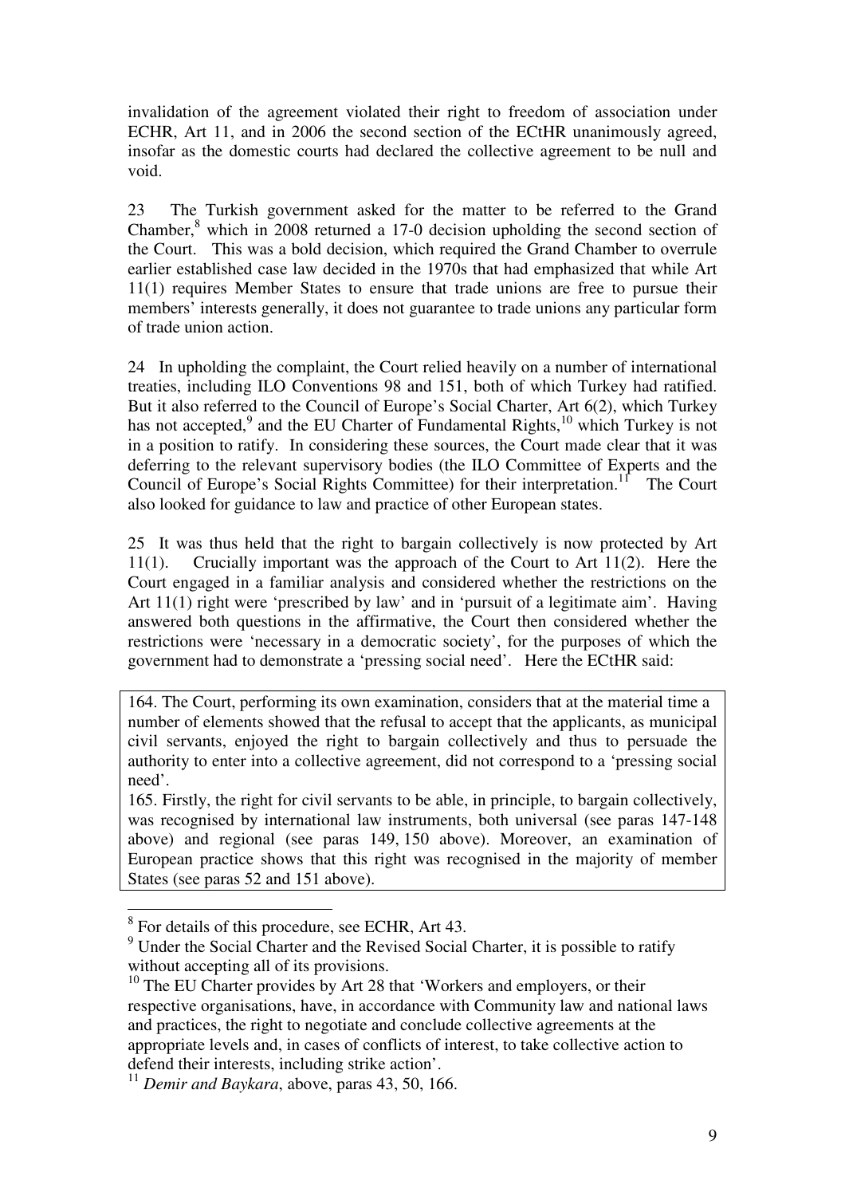invalidation of the agreement violated their right to freedom of association under ECHR, Art 11, and in 2006 the second section of the ECtHR unanimously agreed, insofar as the domestic courts had declared the collective agreement to be null and void.

23 The Turkish government asked for the matter to be referred to the Grand Chamber,[8] which in 2008 returned a 17-0 decision upholding the second section of the Court. This was a bold decision, which required the Grand Chamber to overrule earlier established case law decided in the 1970s that had emphasized that while Art 11(1) requires Member States to ensure that trade unions are free to pursue their members' interests generally, it does not guarantee to trade unions any particular form of trade union action.

24 In upholding the complaint, the Court relied heavily on a number of international treaties, including ILO Conventions 98 and 151, both of which Turkey had ratified. But it also referred to the Council of Europe's Social Charter, Art 6(2), which Turkey has not accepted,[9] and the EU Charter of Fundamental Rights,[10] which Turkey is not in a position to ratify. In considering these sources, the Court made clear that it was deferring to the relevant supervisory bodies (the ILO Committee of Experts and the Council of Europe's Social Rights Committee) for their interpretation.[11] The Court also looked for guidance to law and practice of other European states.

25 It was thus held that the right to bargain collectively is now protected by Art 11(1). Crucially important was the approach of the Court to Art 11(2). Here the Court engaged in a familiar analysis and considered whether the restrictions on the Art 11(1) right were 'prescribed by law' and in 'pursuit of a legitimate aim'. Having answered both questions in the affirmative, the Court then considered whether the restrictions were 'necessary in a democratic society', for the purposes of which the government had to demonstrate a 'pressing social need'. Here the ECtHR said:

> 164. The Court, performing its own examination, considers that at the material time a number of elements showed that the refusal to accept that the applicants, as municipal civil servants, enjoyed the right to bargain collectively and thus to persuade the authority to enter into a collective agreement, did not correspond to a 'pressing social need'.
>
> 165. Firstly, the right for civil servants to be able, in principle, to bargain collectively, was recognised by international law instruments, both universal (see paras 147-148 above) and regional (see paras 149, 150 above). Moreover, an examination of European practice shows that this right was recognised in the majority of member States (see paras 52 and 151 above).

---

[8] For details of this procedure, see ECHR, Art 43.

[9] Under the Social Charter and the Revised Social Charter, it is possible to ratify without accepting all of its provisions.

[10] The EU Charter provides by Art 28 that 'Workers and employers, or their respective organisations, have, in accordance with Community law and national laws and practices, the right to negotiate and conclude collective agreements at the appropriate levels and, in cases of conflicts of interest, to take collective action to defend their interests, including strike action'.

[11] *Demir and Baykara*, above, paras 43, 50, 166.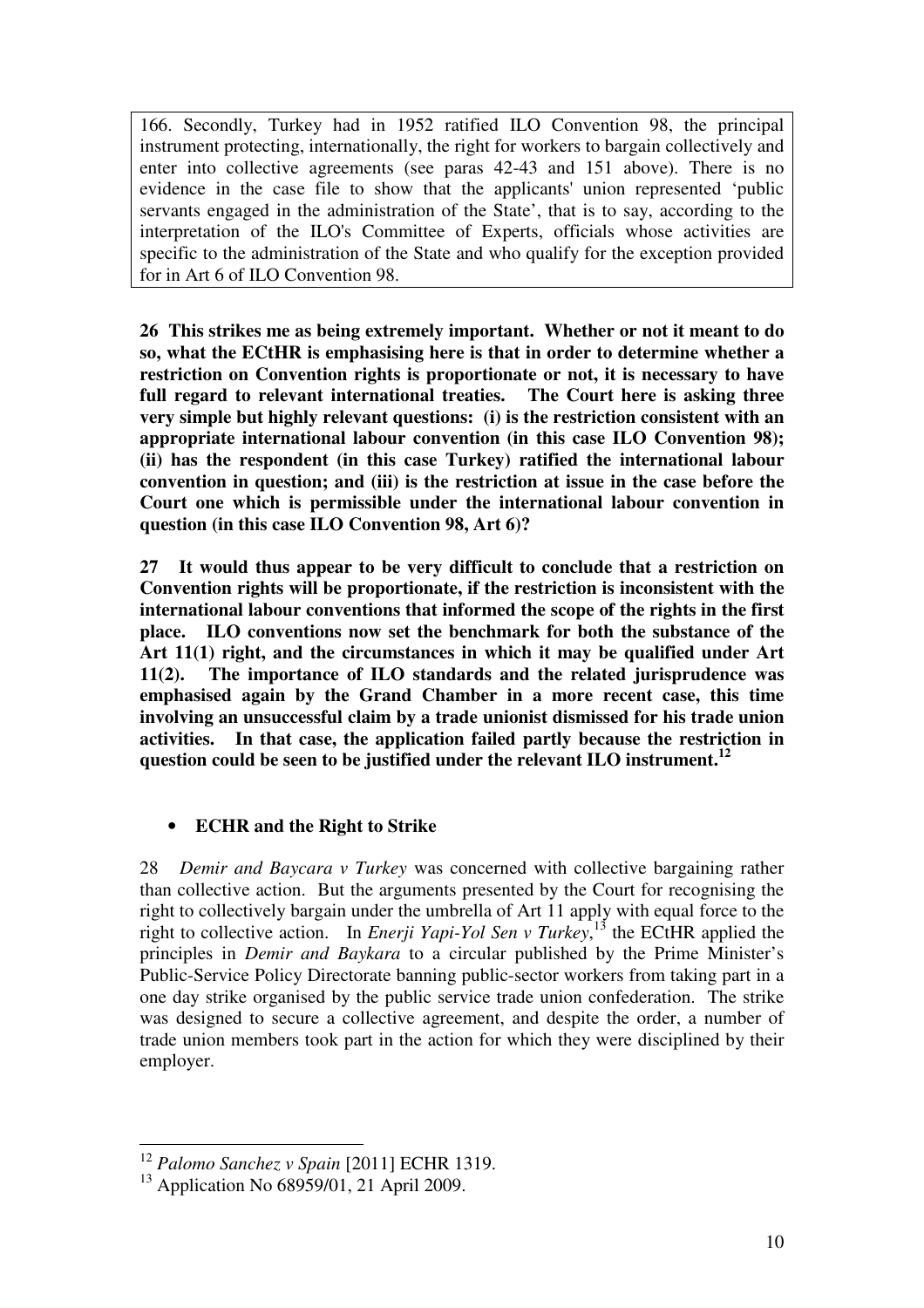> 166. Secondly, Turkey had in 1952 ratified ILO Convention 98, the principal instrument protecting, internationally, the right for workers to bargain collectively and enter into collective agreements (see paras 42-43 and 151 above). There is no evidence in the case file to show that the applicants' union represented 'public servants engaged in the administration of the State', that is to say, according to the interpretation of the ILO's Committee of Experts, officials whose activities are specific to the administration of the State and who qualify for the exception provided for in Art 6 of ILO Convention 98.

**26 This strikes me as being extremely important. Whether or not it meant to do so, what the ECtHR is emphasising here is that in order to determine whether a restriction on Convention rights is proportionate or not, it is necessary to have full regard to relevant international treaties. The Court here is asking three very simple but highly relevant questions: (i) is the restriction consistent with an appropriate international labour convention (in this case ILO Convention 98); (ii) has the respondent (in this case Turkey) ratified the international labour convention in question; and (iii) is the restriction at issue in the case before the Court one which is permissible under the international labour convention in question (in this case ILO Convention 98, Art 6)?**

**27 It would thus appear to be very difficult to conclude that a restriction on Convention rights will be proportionate, if the restriction is inconsistent with the international labour conventions that informed the scope of the rights in the first place. ILO conventions now set the benchmark for both the substance of the Art 11(1) right, and the circumstances in which it may be qualified under Art 11(2). The importance of ILO standards and the related jurisprudence was emphasised again by the Grand Chamber in a more recent case, this time involving an unsuccessful claim by a trade unionist dismissed for his trade union activities. In that case, the application failed partly because the restriction in question could be seen to be justified under the relevant ILO instrument.[12]**

- **ECHR and the Right to Strike**

28 *Demir and Baycara v Turkey* was concerned with collective bargaining rather than collective action. But the arguments presented by the Court for recognising the right to collectively bargain under the umbrella of Art 11 apply with equal force to the right to collective action. In *Enerji Yapi-Yol Sen v Turkey*,[13] the ECtHR applied the principles in *Demir and Baykara* to a circular published by the Prime Minister's Public-Service Policy Directorate banning public-sector workers from taking part in a one day strike organised by the public service trade union confederation. The strike was designed to secure a collective agreement, and despite the order, a number of trade union members took part in the action for which they were disciplined by their employer.

---

[12] *Palomo Sanchez v Spain* [2011] ECHR 1319.

[13] Application No 68959/01, 21 April 2009.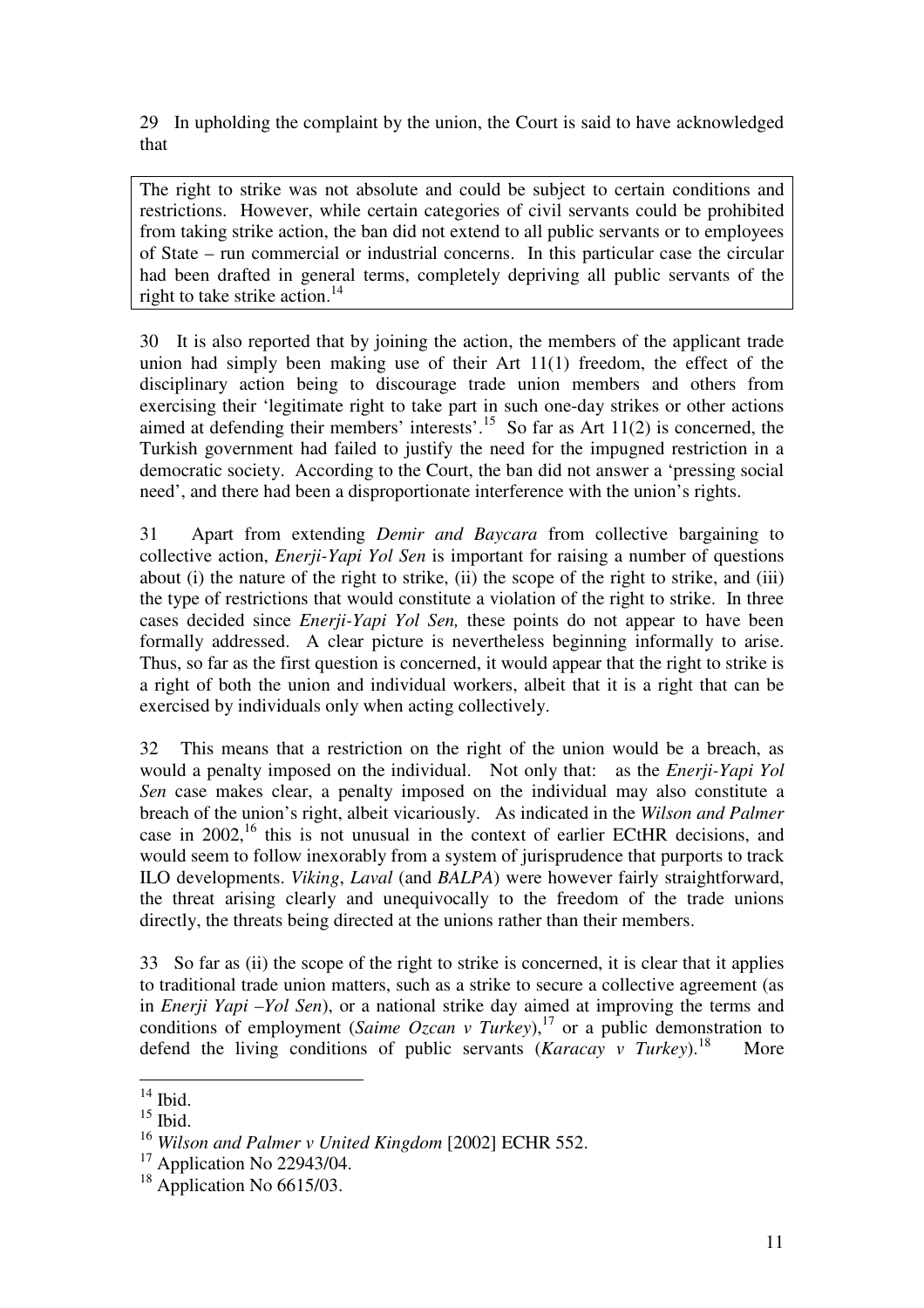29 In upholding the complaint by the union, the Court is said to have acknowledged that

> The right to strike was not absolute and could be subject to certain conditions and restrictions. However, while certain categories of civil servants could be prohibited from taking strike action, the ban did not extend to all public servants or to employees of State – run commercial or industrial concerns. In this particular case the circular had been drafted in general terms, completely depriving all public servants of the right to take strike action.[14]

30 It is also reported that by joining the action, the members of the applicant trade union had simply been making use of their Art 11(1) freedom, the effect of the disciplinary action being to discourage trade union members and others from exercising their 'legitimate right to take part in such one-day strikes or other actions aimed at defending their members' interests'.[15] So far as Art 11(2) is concerned, the Turkish government had failed to justify the need for the impugned restriction in a democratic society. According to the Court, the ban did not answer a 'pressing social need', and there had been a disproportionate interference with the union's rights.

31 Apart from extending *Demir and Baycara* from collective bargaining to collective action, *Enerji-Yapi Yol Sen* is important for raising a number of questions about (i) the nature of the right to strike, (ii) the scope of the right to strike, and (iii) the type of restrictions that would constitute a violation of the right to strike. In three cases decided since *Enerji-Yapi Yol Sen,* these points do not appear to have been formally addressed. A clear picture is nevertheless beginning informally to arise. Thus, so far as the first question is concerned, it would appear that the right to strike is a right of both the union and individual workers, albeit that it is a right that can be exercised by individuals only when acting collectively.

32 This means that a restriction on the right of the union would be a breach, as would a penalty imposed on the individual. Not only that: as the *Enerji-Yapi Yol Sen* case makes clear, a penalty imposed on the individual may also constitute a breach of the union's right, albeit vicariously. As indicated in the *Wilson and Palmer* case in 2002,[16] this is not unusual in the context of earlier ECtHR decisions, and would seem to follow inexorably from a system of jurisprudence that purports to track ILO developments. *Viking*, *Laval* (and *BALPA*) were however fairly straightforward, the threat arising clearly and unequivocally to the freedom of the trade unions directly, the threats being directed at the unions rather than their members.

33 So far as (ii) the scope of the right to strike is concerned, it is clear that it applies to traditional trade union matters, such as a strike to secure a collective agreement (as in *Enerji Yapi –Yol Sen*), or a national strike day aimed at improving the terms and conditions of employment (*Saime Ozcan v Turkey*),[17] or a public demonstration to defend the living conditions of public servants (*Karacay v Turkey*).[18] More

---

[14] Ibid.

[15] Ibid.

[16] *Wilson and Palmer v United Kingdom* [2002] ECHR 552.

[17] Application No 22943/04.

[18] Application No 6615/03.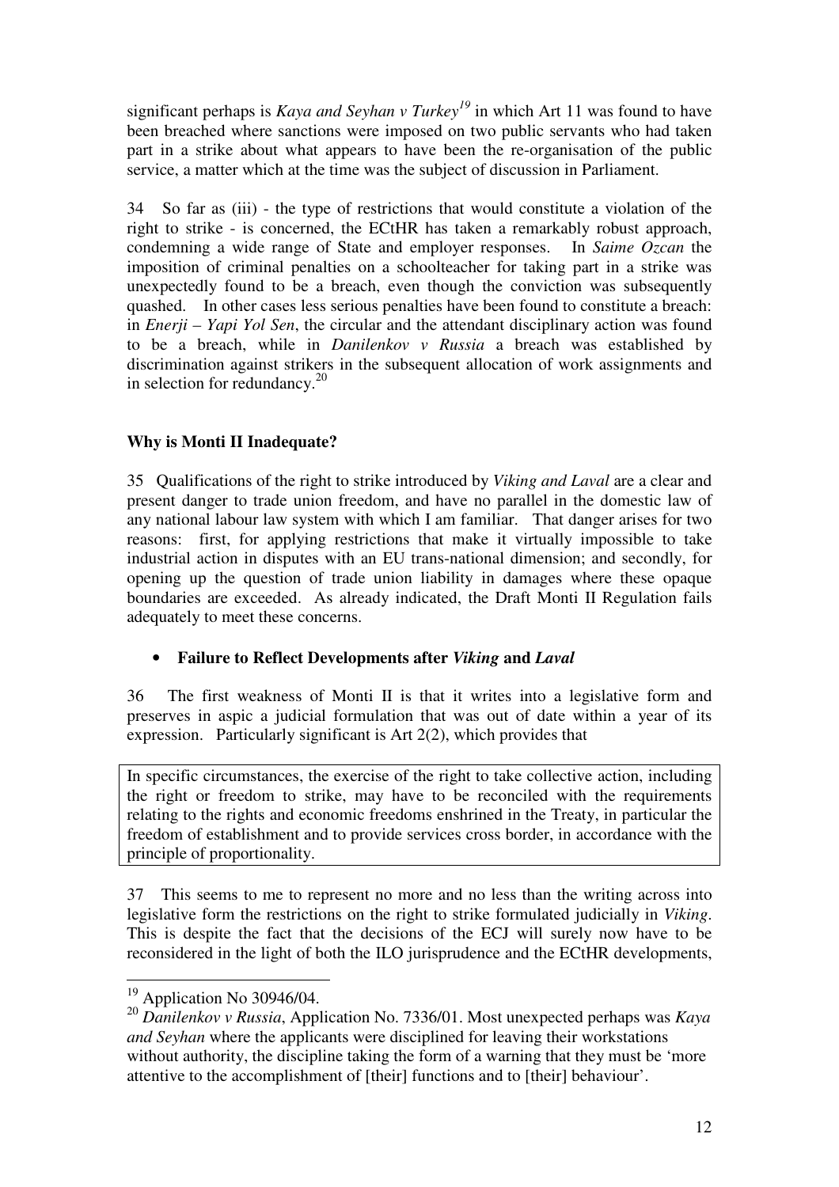significant perhaps is *Kaya and Seyhan v Turkey*[19] in which Art 11 was found to have been breached where sanctions were imposed on two public servants who had taken part in a strike about what appears to have been the re-organisation of the public service, a matter which at the time was the subject of discussion in Parliament.

34 So far as (iii) - the type of restrictions that would constitute a violation of the right to strike - is concerned, the ECtHR has taken a remarkably robust approach, condemning a wide range of State and employer responses. In *Saime Ozcan* the imposition of criminal penalties on a schoolteacher for taking part in a strike was unexpectedly found to be a breach, even though the conviction was subsequently quashed. In other cases less serious penalties have been found to constitute a breach: in *Enerji – Yapi Yol Sen*, the circular and the attendant disciplinary action was found to be a breach, while in *Danilenkov v Russia* a breach was established by discrimination against strikers in the subsequent allocation of work assignments and in selection for redundancy.[20]

**Why is Monti II Inadequate?**

35 Qualifications of the right to strike introduced by *Viking and Laval* are a clear and present danger to trade union freedom, and have no parallel in the domestic law of any national labour law system with which I am familiar. That danger arises for two reasons: first, for applying restrictions that make it virtually impossible to take industrial action in disputes with an EU trans-national dimension; and secondly, for opening up the question of trade union liability in damages where these opaque boundaries are exceeded. As already indicated, the Draft Monti II Regulation fails adequately to meet these concerns.

- **Failure to Reflect Developments after *Viking* and *Laval***

36 The first weakness of Monti II is that it writes into a legislative form and preserves in aspic a judicial formulation that was out of date within a year of its expression. Particularly significant is Art 2(2), which provides that

> In specific circumstances, the exercise of the right to take collective action, including the right or freedom to strike, may have to be reconciled with the requirements relating to the rights and economic freedoms enshrined in the Treaty, in particular the freedom of establishment and to provide services cross border, in accordance with the principle of proportionality.

37 This seems to me to represent no more and no less than the writing across into legislative form the restrictions on the right to strike formulated judicially in *Viking*. This is despite the fact that the decisions of the ECJ will surely now have to be reconsidered in the light of both the ILO jurisprudence and the ECtHR developments,

---

[19] Application No 30946/04.

[20] *Danilenkov v Russia*, Application No. 7336/01. Most unexpected perhaps was *Kaya and Seyhan* where the applicants were disciplined for leaving their workstations without authority, the discipline taking the form of a warning that they must be 'more attentive to the accomplishment of [their] functions and to [their] behaviour'.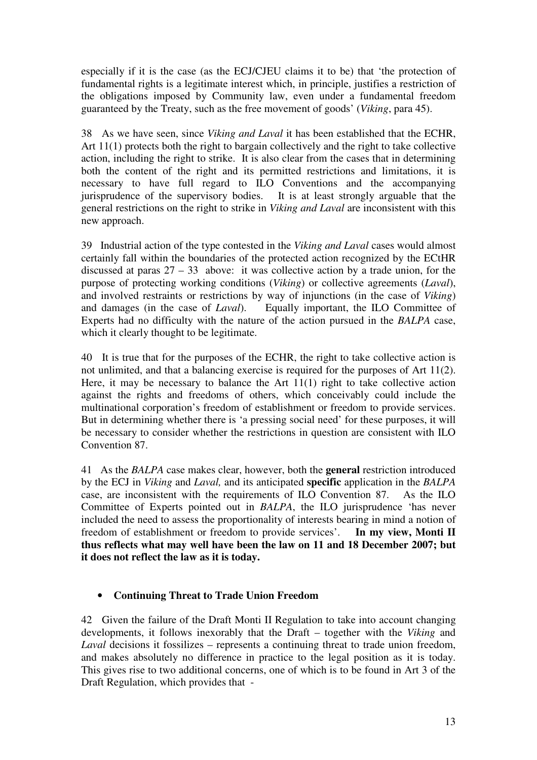especially if it is the case (as the ECJ/CJEU claims it to be) that 'the protection of fundamental rights is a legitimate interest which, in principle, justifies a restriction of the obligations imposed by Community law, even under a fundamental freedom guaranteed by the Treaty, such as the free movement of goods' (*Viking*, para 45).

38 As we have seen, since *Viking and Laval* it has been established that the ECHR, Art 11(1) protects both the right to bargain collectively and the right to take collective action, including the right to strike. It is also clear from the cases that in determining both the content of the right and its permitted restrictions and limitations, it is necessary to have full regard to ILO Conventions and the accompanying jurisprudence of the supervisory bodies. It is at least strongly arguable that the general restrictions on the right to strike in *Viking and Laval* are inconsistent with this new approach.

39 Industrial action of the type contested in the *Viking and Laval* cases would almost certainly fall within the boundaries of the protected action recognized by the ECtHR discussed at paras 27 – 33 above: it was collective action by a trade union, for the purpose of protecting working conditions (*Viking*) or collective agreements (*Laval*), and involved restraints or restrictions by way of injunctions (in the case of *Viking*) and damages (in the case of *Laval*). Equally important, the ILO Committee of Experts had no difficulty with the nature of the action pursued in the *BALPA* case, which it clearly thought to be legitimate.

40 It is true that for the purposes of the ECHR, the right to take collective action is not unlimited, and that a balancing exercise is required for the purposes of Art 11(2). Here, it may be necessary to balance the Art 11(1) right to take collective action against the rights and freedoms of others, which conceivably could include the multinational corporation's freedom of establishment or freedom to provide services. But in determining whether there is 'a pressing social need' for these purposes, it will be necessary to consider whether the restrictions in question are consistent with ILO Convention 87.

41 As the *BALPA* case makes clear, however, both the **general** restriction introduced by the ECJ in *Viking* and *Laval,* and its anticipated **specific** application in the *BALPA* case, are inconsistent with the requirements of ILO Convention 87. As the ILO Committee of Experts pointed out in *BALPA*, the ILO jurisprudence 'has never included the need to assess the proportionality of interests bearing in mind a notion of freedom of establishment or freedom to provide services'. **In my view, Monti II thus reflects what may well have been the law on 11 and 18 December 2007; but it does not reflect the law as it is today.**

- **Continuing Threat to Trade Union Freedom**

42 Given the failure of the Draft Monti II Regulation to take into account changing developments, it follows inexorably that the Draft – together with the *Viking* and *Laval* decisions it fossilizes – represents a continuing threat to trade union freedom, and makes absolutely no difference in practice to the legal position as it is today. This gives rise to two additional concerns, one of which is to be found in Art 3 of the Draft Regulation, which provides that -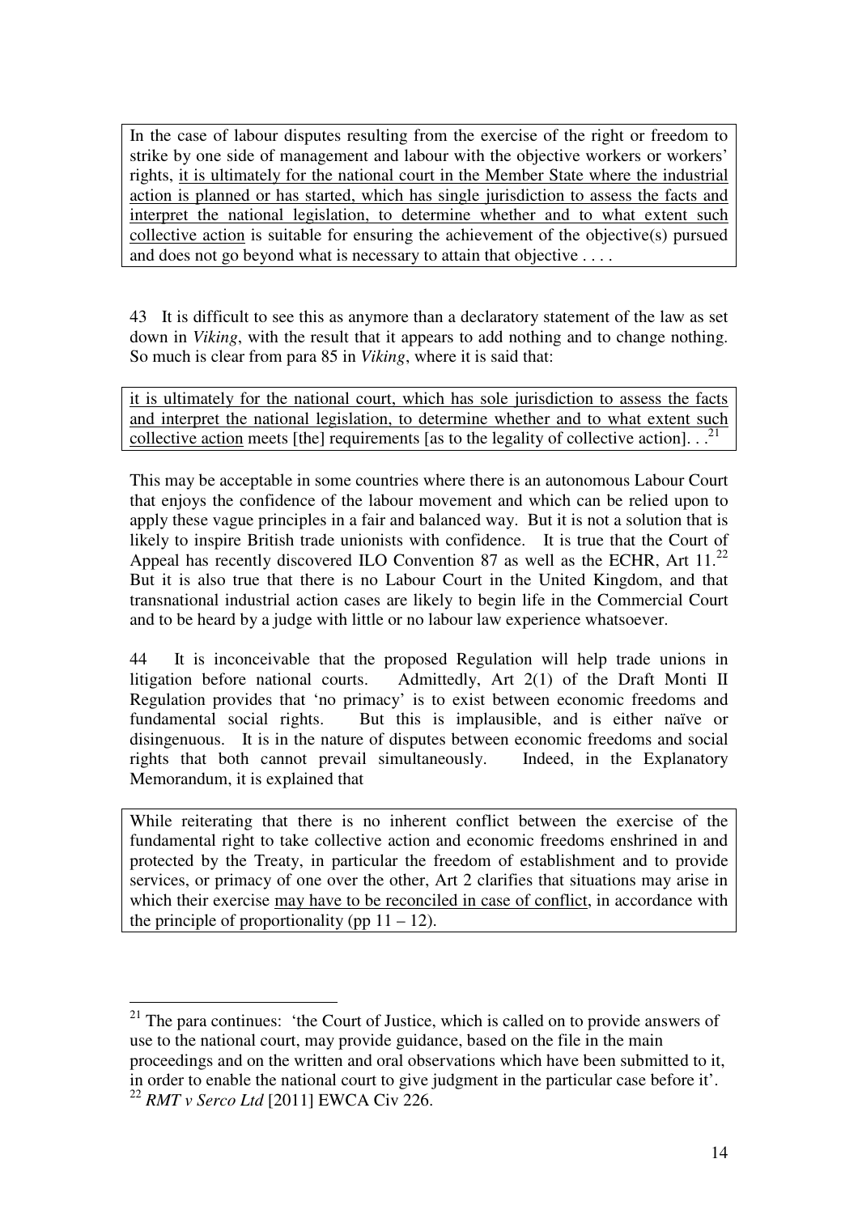> In the case of labour disputes resulting from the exercise of the right or freedom to strike by one side of management and labour with the objective workers or workers' rights, <u>it is ultimately for the national court in the Member State where the industrial action is planned or has started, which has single jurisdiction to assess the facts and interpret the national legislation, to determine whether and to what extent such collective action</u> is suitable for ensuring the achievement of the objective(s) pursued and does not go beyond what is necessary to attain that objective . . . .

43 It is difficult to see this as anymore than a declaratory statement of the law as set down in *Viking*, with the result that it appears to add nothing and to change nothing. So much is clear from para 85 in *Viking*, where it is said that:

> <u>it is ultimately for the national court, which has sole jurisdiction to assess the facts and interpret the national legislation, to determine whether and to what extent such collective action</u> meets [the] requirements [as to the legality of collective action]. . .[21]

This may be acceptable in some countries where there is an autonomous Labour Court that enjoys the confidence of the labour movement and which can be relied upon to apply these vague principles in a fair and balanced way. But it is not a solution that is likely to inspire British trade unionists with confidence. It is true that the Court of Appeal has recently discovered ILO Convention 87 as well as the ECHR, Art 11.[22] But it is also true that there is no Labour Court in the United Kingdom, and that transnational industrial action cases are likely to begin life in the Commercial Court and to be heard by a judge with little or no labour law experience whatsoever.

44 It is inconceivable that the proposed Regulation will help trade unions in litigation before national courts. Admittedly, Art 2(1) of the Draft Monti II Regulation provides that 'no primacy' is to exist between economic freedoms and fundamental social rights. But this is implausible, and is either naïve or disingenuous. It is in the nature of disputes between economic freedoms and social rights that both cannot prevail simultaneously. Indeed, in the Explanatory Memorandum, it is explained that

> While reiterating that there is no inherent conflict between the exercise of the fundamental right to take collective action and economic freedoms enshrined in and protected by the Treaty, in particular the freedom of establishment and to provide services, or primacy of one over the other, Art 2 clarifies that situations may arise in which their exercise <u>may have to be reconciled in case of conflict</u>, in accordance with the principle of proportionality (pp 11 – 12).

---

[21] The para continues: 'the Court of Justice, which is called on to provide answers of use to the national court, may provide guidance, based on the file in the main proceedings and on the written and oral observations which have been submitted to it, in order to enable the national court to give judgment in the particular case before it'.

[22] *RMT v Serco Ltd* [2011] EWCA Civ 226.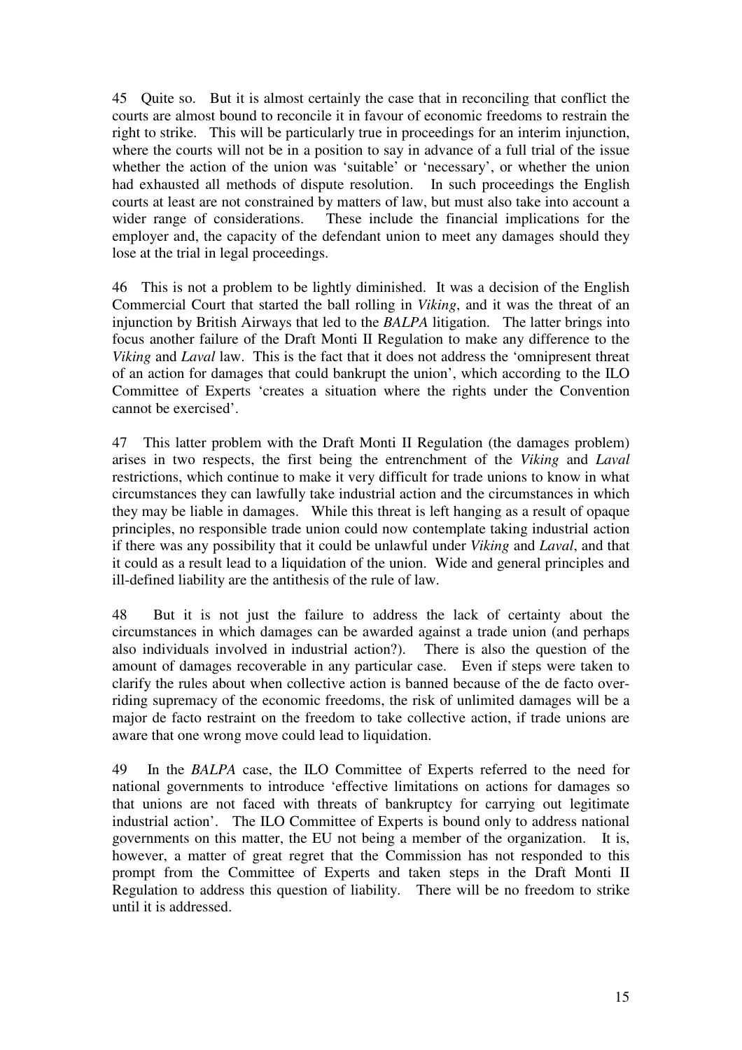45 Quite so. But it is almost certainly the case that in reconciling that conflict the courts are almost bound to reconcile it in favour of economic freedoms to restrain the right to strike. This will be particularly true in proceedings for an interim injunction, where the courts will not be in a position to say in advance of a full trial of the issue whether the action of the union was 'suitable' or 'necessary', or whether the union had exhausted all methods of dispute resolution. In such proceedings the English courts at least are not constrained by matters of law, but must also take into account a wider range of considerations. These include the financial implications for the employer and, the capacity of the defendant union to meet any damages should they lose at the trial in legal proceedings.

46 This is not a problem to be lightly diminished. It was a decision of the English Commercial Court that started the ball rolling in *Viking*, and it was the threat of an injunction by British Airways that led to the *BALPA* litigation. The latter brings into focus another failure of the Draft Monti II Regulation to make any difference to the *Viking* and *Laval* law. This is the fact that it does not address the 'omnipresent threat of an action for damages that could bankrupt the union', which according to the ILO Committee of Experts 'creates a situation where the rights under the Convention cannot be exercised'.

47 This latter problem with the Draft Monti II Regulation (the damages problem) arises in two respects, the first being the entrenchment of the *Viking* and *Laval* restrictions, which continue to make it very difficult for trade unions to know in what circumstances they can lawfully take industrial action and the circumstances in which they may be liable in damages. While this threat is left hanging as a result of opaque principles, no responsible trade union could now contemplate taking industrial action if there was any possibility that it could be unlawful under *Viking* and *Laval*, and that it could as a result lead to a liquidation of the union. Wide and general principles and ill-defined liability are the antithesis of the rule of law.

48 But it is not just the failure to address the lack of certainty about the circumstances in which damages can be awarded against a trade union (and perhaps also individuals involved in industrial action?). There is also the question of the amount of damages recoverable in any particular case. Even if steps were taken to clarify the rules about when collective action is banned because of the de facto over-riding supremacy of the economic freedoms, the risk of unlimited damages will be a major de facto restraint on the freedom to take collective action, if trade unions are aware that one wrong move could lead to liquidation.

49 In the *BALPA* case, the ILO Committee of Experts referred to the need for national governments to introduce 'effective limitations on actions for damages so that unions are not faced with threats of bankruptcy for carrying out legitimate industrial action'. The ILO Committee of Experts is bound only to address national governments on this matter, the EU not being a member of the organization. It is, however, a matter of great regret that the Commission has not responded to this prompt from the Committee of Experts and taken steps in the Draft Monti II Regulation to address this question of liability. There will be no freedom to strike until it is addressed.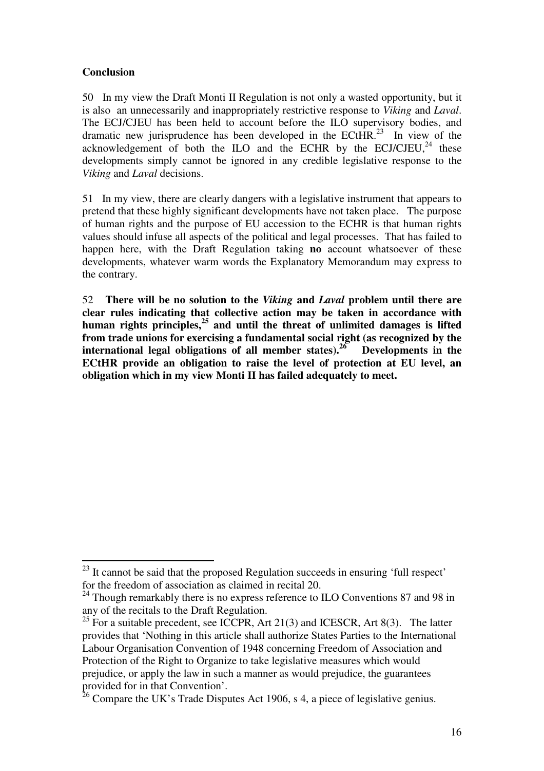**Conclusion**

50 In my view the Draft Monti II Regulation is not only a wasted opportunity, but it is also an unnecessarily and inappropriately restrictive response to *Viking* and *Laval*. The ECJ/CJEU has been held to account before the ILO supervisory bodies, and dramatic new jurisprudence has been developed in the ECtHR.[23] In view of the acknowledgement of both the ILO and the ECHR by the ECJ/CJEU,[24] these developments simply cannot be ignored in any credible legislative response to the *Viking* and *Laval* decisions.

51 In my view, there are clearly dangers with a legislative instrument that appears to pretend that these highly significant developments have not taken place. The purpose of human rights and the purpose of EU accession to the ECHR is that human rights values should infuse all aspects of the political and legal processes. That has failed to happen here, with the Draft Regulation taking **no** account whatsoever of these developments, whatever warm words the Explanatory Memorandum may express to the contrary.

52 **There will be no solution to the *Viking* and *Laval* problem until there are clear rules indicating that collective action may be taken in accordance with human rights principles,[25] and until the threat of unlimited damages is lifted from trade unions for exercising a fundamental social right (as recognized by the international legal obligations of all member states).[26] Developments in the ECtHR provide an obligation to raise the level of protection at EU level, an obligation which in my view Monti II has failed adequately to meet.**

---

[23] It cannot be said that the proposed Regulation succeeds in ensuring 'full respect' for the freedom of association as claimed in recital 20.

[24] Though remarkably there is no express reference to ILO Conventions 87 and 98 in any of the recitals to the Draft Regulation.

[25] For a suitable precedent, see ICCPR, Art 21(3) and ICESCR, Art 8(3). The latter provides that 'Nothing in this article shall authorize States Parties to the International Labour Organisation Convention of 1948 concerning Freedom of Association and Protection of the Right to Organize to take legislative measures which would prejudice, or apply the law in such a manner as would prejudice, the guarantees provided for in that Convention'.

[26] Compare the UK's Trade Disputes Act 1906, s 4, a piece of legislative genius.